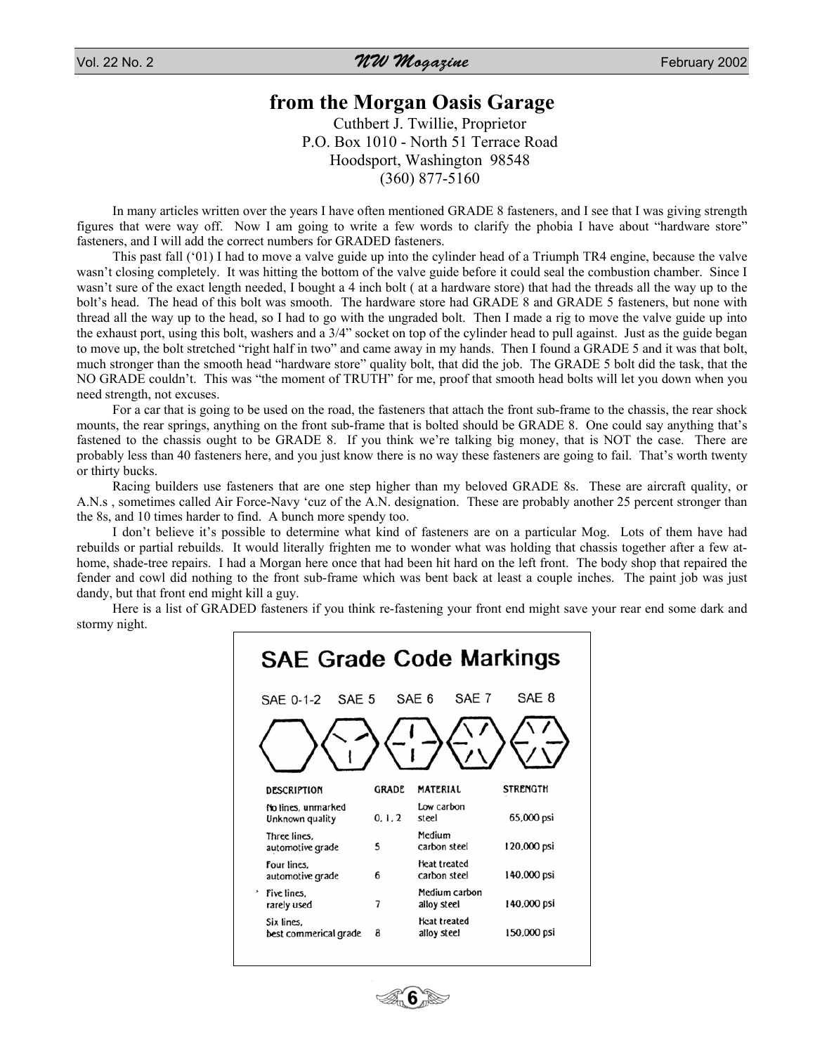## from the Morgan Oasis Garage

Cuthbert J. Twillie, Proprietor
P.O. Box 1010 - North 51 Terrace Road
Hoodsport, Washington 98548
(360) 877-5160

In many articles written over the years I have often mentioned GRADE 8 fasteners, and I see that I was giving strength figures that were way off. Now I am going to write a few words to clarify the phobia I have about "hardware store" fasteners, and I will add the correct numbers for GRADED fasteners.

This past fall ('01) I had to move a valve guide up into the cylinder head of a Triumph TR4 engine, because the valve wasn't closing completely. It was hitting the bottom of the valve guide before it could seal the combustion chamber. Since I wasn't sure of the exact length needed, I bought a 4 inch bolt ( at a hardware store) that had the threads all the way up to the bolt's head. The head of this bolt was smooth. The hardware store had GRADE 8 and GRADE 5 fasteners, but none with thread all the way up to the head, so I had to go with the ungraded bolt. Then I made a rig to move the valve guide up into the exhaust port, using this bolt, washers and a 3/4" socket on top of the cylinder head to pull against. Just as the guide began to move up, the bolt stretched "right half in two" and came away in my hands. Then I found a GRADE 5 and it was that bolt, much stronger than the smooth head "hardware store" quality bolt, that did the job. The GRADE 5 bolt did the task, that the NO GRADE couldn't. This was "the moment of TRUTH" for me, proof that smooth head bolts will let you down when you need strength, not excuses.

For a car that is going to be used on the road, the fasteners that attach the front sub-frame to the chassis, the rear shock mounts, the rear springs, anything on the front sub-frame that is bolted should be GRADE 8. One could say anything that's fastened to the chassis ought to be GRADE 8. If you think we're talking big money, that is NOT the case. There are probably less than 40 fasteners here, and you just know there is no way these fasteners are going to fail. That's worth twenty or thirty bucks.

Racing builders use fasteners that are one step higher than my beloved GRADE 8s. These are aircraft quality, or A.N.s , sometimes called Air Force-Navy 'cuz of the A.N. designation. These are probably another 25 percent stronger than the 8s, and 10 times harder to find. A bunch more spendy too.

I don't believe it's possible to determine what kind of fasteners are on a particular Mog. Lots of them have had rebuilds or partial rebuilds. It would literally frighten me to wonder what was holding that chassis together after a few at-home, shade-tree repairs. I had a Morgan here once that had been hit hard on the left front. The body shop that repaired the fender and cowl did nothing to the front sub-frame which was bent back at least a couple inches. The paint job was just dandy, but that front end might kill a guy.

Here is a list of GRADED fasteners if you think re-fastening your front end might save your rear end some dark and stormy night.

### SAE Grade Code Markings

SAE 0-1-2 SAE 5 SAE 6 SAE 7 SAE 8

| DESCRIPTION | GRADE | MATERIAL | STRENGTH |
|---|---|---|---|
| No lines, unmarked Unknown quality | 0, 1, 2 | Low carbon steel | 65,000 psi |
| Three lines, automotive grade | 5 | Medium carbon steel | 120,000 psi |
| Four lines, automotive grade | 6 | Heat treated carbon steel | 140,000 psi |
| Five lines, rarely used | 7 | Medium carbon alloy steel | 140,000 psi |
| Six lines, best commerical grade | 8 | Heat treated alloy steel | 150,000 psi |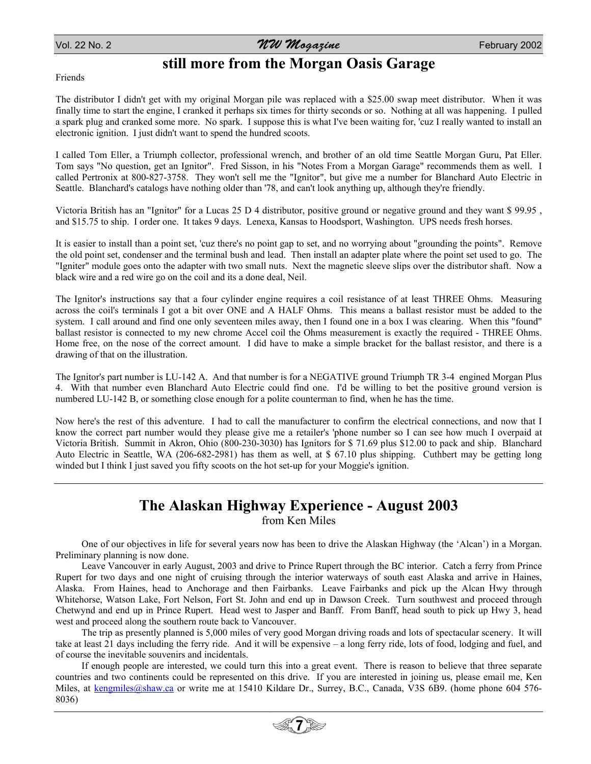# still more from the Morgan Oasis Garage

Friends

The distributor I didn't get with my original Morgan pile was replaced with a $25.00 swap meet distributor. When it was finally time to start the engine, I cranked it perhaps six times for thirty seconds or so. Nothing at all was happening. I pulled a spark plug and cranked some more. No spark. I suppose this is what I've been waiting for, 'cuz I really wanted to install an electronic ignition. I just didn't want to spend the hundred scoots.

I called Tom Eller, a Triumph collector, professional wrench, and brother of an old time Seattle Morgan Guru, Pat Eller. Tom says "No question, get an Ignitor". Fred Sisson, in his "Notes From a Morgan Garage" recommends them as well. I called Pertronix at 800-827-3758. They won't sell me the "Ignitor", but give me a number for Blanchard Auto Electric in Seattle. Blanchard's catalogs have nothing older than '78, and can't look anything up, although they're friendly.

Victoria British has an "Ignitor" for a Lucas 25 D 4 distributor, positive ground or negative ground and they want $ 99.95 , and $15.75 to ship. I order one. It takes 9 days. Lenexa, Kansas to Hoodsport, Washington. UPS needs fresh horses.

It is easier to install than a point set, 'cuz there's no point gap to set, and no worrying about "grounding the points". Remove the old point set, condenser and the terminal bush and lead. Then install an adapter plate where the point set used to go. The "Igniter" module goes onto the adapter with two small nuts. Next the magnetic sleeve slips over the distributor shaft. Now a black wire and a red wire go on the coil and its a done deal, Neil.

The Ignitor's instructions say that a four cylinder engine requires a coil resistance of at least THREE Ohms. Measuring across the coil's terminals I got a bit over ONE and A HALF Ohms. This means a ballast resistor must be added to the system. I call around and find one only seventeen miles away, then I found one in a box I was clearing. When this "found" ballast resistor is connected to my new chrome Accel coil the Ohms measurement is exactly the required - THREE Ohms. Home free, on the nose of the correct amount. I did have to make a simple bracket for the ballast resistor, and there is a drawing of that on the illustration.

The Ignitor's part number is LU-142 A. And that number is for a NEGATIVE ground Triumph TR 3-4 engined Morgan Plus 4. With that number even Blanchard Auto Electric could find one. I'd be willing to bet the positive ground version is numbered LU-142 B, or something close enough for a polite counterman to find, when he has the time.

Now here's the rest of this adventure. I had to call the manufacturer to confirm the electrical connections, and now that I know the correct part number would they please give me a retailer's 'phone number so I can see how much I overpaid at Victoria British. Summit in Akron, Ohio (800-230-3030) has Ignitors for $ 71.69 plus $12.00 to pack and ship. Blanchard Auto Electric in Seattle, WA (206-682-2981) has them as well, at $ 67.10 plus shipping. Cuthbert may be getting long winded but I think I just saved you fifty scoots on the hot set-up for your Moggie's ignition.

---

# The Alaskan Highway Experience - August 2003

from Ken Miles

One of our objectives in life for several years now has been to drive the Alaskan Highway (the 'Alcan') in a Morgan. Preliminary planning is now done.

Leave Vancouver in early August, 2003 and drive to Prince Rupert through the BC interior. Catch a ferry from Prince Rupert for two days and one night of cruising through the interior waterways of south east Alaska and arrive in Haines, Alaska. From Haines, head to Anchorage and then Fairbanks. Leave Fairbanks and pick up the Alcan Hwy through Whitehorse, Watson Lake, Fort Nelson, Fort St. John and end up in Dawson Creek. Turn southwest and proceed through Chetwynd and end up in Prince Rupert. Head west to Jasper and Banff. From Banff, head south to pick up Hwy 3, head west and proceed along the southern route back to Vancouver.

The trip as presently planned is 5,000 miles of very good Morgan driving roads and lots of spectacular scenery. It will take at least 21 days including the ferry ride. And it will be expensive – a long ferry ride, lots of food, lodging and fuel, and of course the inevitable souvenirs and incidentals.

If enough people are interested, we could turn this into a great event. There is reason to believe that three separate countries and two continents could be represented on this drive. If you are interested in joining us, please email me, Ken Miles, at kengmiles@shaw.ca or write me at 15410 Kildare Dr., Surrey, B.C., Canada, V3S 6B9. (home phone 604 576-8036)